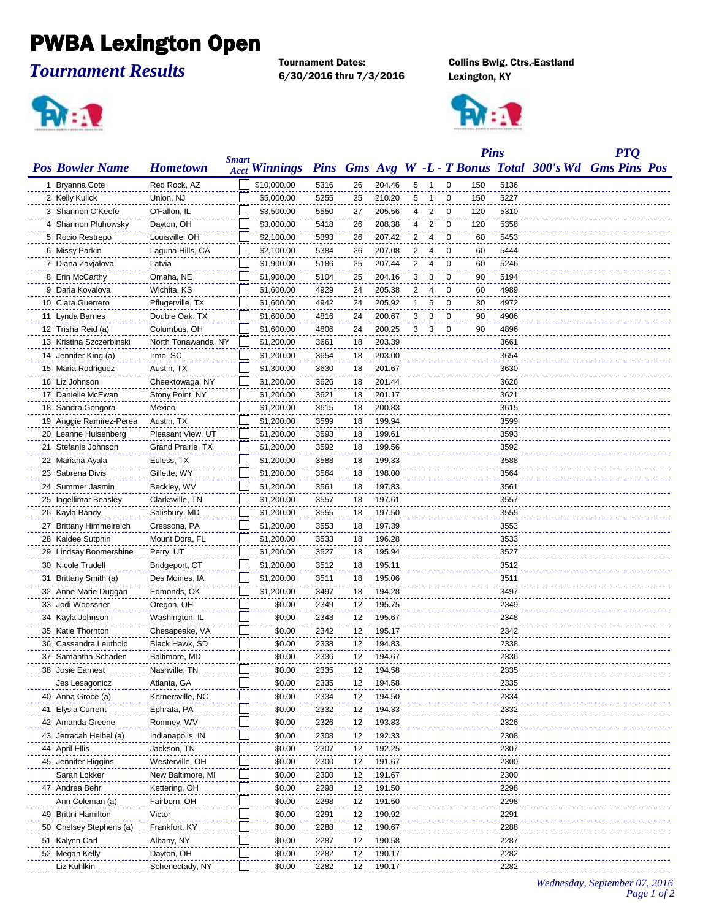# PWBA Lexington Open

## *Tournament Results*

**Tournament Dates:**
**6/30/2016 thru 7/3/2016**

**Collins Bwlg. Ctrs.-Eastland**
**Lexington, KY**

| Pos | Bowler Name | Hometown | Smart Acct | Winnings | Pins | Gms | Avg | W | L | T | Pins Bonus | Total | 300's | Wd | PTQ Gms | PTQ Pins | PTQ Pos |
|---|---|---|---|---|---|---|---|---|---|---|---|---|---|---|---|---|---|
| 1 | Bryanna Cote | Red Rock, AZ | | $10,000.00 | 5316 | 26 | 204.46 | 5 | 1 | 0 | 150 | 5136 | | | | | |
| 2 | Kelly Kulick | Union, NJ | | $5,000.00 | 5255 | 25 | 210.20 | 5 | 1 | 0 | 150 | 5227 | | | | | |
| 3 | Shannon O'Keefe | O'Fallon, IL | | $3,500.00 | 5550 | 27 | 205.56 | 4 | 2 | 0 | 120 | 5310 | | | | | |
| 4 | Shannon Pluhowsky | Dayton, OH | | $3,000.00 | 5418 | 26 | 208.38 | 4 | 2 | 0 | 120 | 5358 | | | | | |
| 5 | Rocio Restrepo | Louisville, OH | | $2,100.00 | 5393 | 26 | 207.42 | 2 | 4 | 0 | 60 | 5453 | | | | | |
| 6 | Missy Parkin | Laguna Hills, CA | | $2,100.00 | 5384 | 26 | 207.08 | 2 | 4 | 0 | 60 | 5444 | | | | | |
| 7 | Diana Zavjalova | Latvia | | $1,900.00 | 5186 | 25 | 207.44 | 2 | 4 | 0 | 60 | 5246 | | | | | |
| 8 | Erin McCarthy | Omaha, NE | | $1,900.00 | 5104 | 25 | 204.16 | 3 | 3 | 0 | 90 | 5194 | | | | | |
| 9 | Daria Kovalova | Wichita, KS | | $1,600.00 | 4929 | 24 | 205.38 | 2 | 4 | 0 | 60 | 4989 | | | | | |
| 10 | Clara Guerrero | Pflugerville, TX | | $1,600.00 | 4942 | 24 | 205.92 | 1 | 5 | 0 | 30 | 4972 | | | | | |
| 11 | Lynda Barnes | Double Oak, TX | | $1,600.00 | 4816 | 24 | 200.67 | 3 | 3 | 0 | 90 | 4906 | | | | | |
| 12 | Trisha Reid (a) | Columbus, OH | | $1,600.00 | 4806 | 24 | 200.25 | 3 | 3 | 0 | 90 | 4896 | | | | | |
| 13 | Kristina Szczerbinski | North Tonawanda, NY | | $1,200.00 | 3661 | 18 | 203.39 | | | | | 3661 | | | | | |
| 14 | Jennifer King (a) | Irmo, SC | | $1,200.00 | 3654 | 18 | 203.00 | | | | | 3654 | | | | | |
| 15 | Maria Rodriguez | Austin, TX | | $1,300.00 | 3630 | 18 | 201.67 | | | | | 3630 | | | | | |
| 16 | Liz Johnson | Cheektowaga, NY | | $1,200.00 | 3626 | 18 | 201.44 | | | | | 3626 | | | | | |
| 17 | Danielle McEwan | Stony Point, NY | | $1,200.00 | 3621 | 18 | 201.17 | | | | | 3621 | | | | | |
| 18 | Sandra Gongora | Mexico | | $1,200.00 | 3615 | 18 | 200.83 | | | | | 3615 | | | | | |
| 19 | Anggie Ramirez-Perea | Austin, TX | | $1,200.00 | 3599 | 18 | 199.94 | | | | | 3599 | | | | | |
| 20 | Leanne Hulsenberg | Pleasant View, UT | | $1,200.00 | 3593 | 18 | 199.61 | | | | | 3593 | | | | | |
| 21 | Stefanie Johnson | Grand Prairie, TX | | $1,200.00 | 3592 | 18 | 199.56 | | | | | 3592 | | | | | |
| 22 | Mariana Ayala | Euless, TX | | $1,200.00 | 3588 | 18 | 199.33 | | | | | 3588 | | | | | |
| 23 | Sabrena Divis | Gillette, WY | | $1,200.00 | 3564 | 18 | 198.00 | | | | | 3564 | | | | | |
| 24 | Summer Jasmin | Beckley, WV | | $1,200.00 | 3561 | 18 | 197.83 | | | | | 3561 | | | | | |
| 25 | Ingellimar Beasley | Clarksville, TN | | $1,200.00 | 3557 | 18 | 197.61 | | | | | 3557 | | | | | |
| 26 | Kayla Bandy | Salisbury, MD | | $1,200.00 | 3555 | 18 | 197.50 | | | | | 3555 | | | | | |
| 27 | Brittany Himmelreich | Cressona, PA | | $1,200.00 | 3553 | 18 | 197.39 | | | | | 3553 | | | | | |
| 28 | Kaidee Sutphin | Mount Dora, FL | | $1,200.00 | 3533 | 18 | 196.28 | | | | | 3533 | | | | | |
| 29 | Lindsay Boomershine | Perry, UT | | $1,200.00 | 3527 | 18 | 195.94 | | | | | 3527 | | | | | |
| 30 | Nicole Trudell | Bridgeport, CT | | $1,200.00 | 3512 | 18 | 195.11 | | | | | 3512 | | | | | |
| 31 | Brittany Smith (a) | Des Moines, IA | | $1,200.00 | 3511 | 18 | 195.06 | | | | | 3511 | | | | | |
| 32 | Anne Marie Duggan | Edmonds, OK | | $1,200.00 | 3497 | 18 | 194.28 | | | | | 3497 | | | | | |
| 33 | Jodi Woessner | Oregon, OH | | $0.00 | 2349 | 12 | 195.75 | | | | | 2349 | | | | | |
| 34 | Kayla Johnson | Washington, IL | | $0.00 | 2348 | 12 | 195.67 | | | | | 2348 | | | | | |
| 35 | Katie Thornton | Chesapeake, VA | | $0.00 | 2342 | 12 | 195.17 | | | | | 2342 | | | | | |
| 36 | Cassandra Leuthold | Black Hawk, SD | | $0.00 | 2338 | 12 | 194.83 | | | | | 2338 | | | | | |
| 37 | Samantha Schaden | Baltimore, MD | | $0.00 | 2336 | 12 | 194.67 | | | | | 2336 | | | | | |
| 38 | Josie Earnest | Nashville, TN | | $0.00 | 2335 | 12 | 194.58 | | | | | 2335 | | | | | |
| | Jes Lesagonicz | Atlanta, GA | | $0.00 | 2335 | 12 | 194.58 | | | | | 2335 | | | | | |
| 40 | Anna Groce (a) | Kernersville, NC | | $0.00 | 2334 | 12 | 194.50 | | | | | 2334 | | | | | |
| 41 | Elysia Current | Ephrata, PA | | $0.00 | 2332 | 12 | 194.33 | | | | | 2332 | | | | | |
| 42 | Amanda Greene | Romney, WV | | $0.00 | 2326 | 12 | 193.83 | | | | | 2326 | | | | | |
| 43 | Jerracah Heibel (a) | Indianapolis, IN | | $0.00 | 2308 | 12 | 192.33 | | | | | 2308 | | | | | |
| 44 | April Ellis | Jackson, TN | | $0.00 | 2307 | 12 | 192.25 | | | | | 2307 | | | | | |
| 45 | Jennifer Higgins | Westerville, OH | | $0.00 | 2300 | 12 | 191.67 | | | | | 2300 | | | | | |
| | Sarah Lokker | New Baltimore, MI | | $0.00 | 2300 | 12 | 191.67 | | | | | 2300 | | | | | |
| 47 | Andrea Behr | Kettering, OH | | $0.00 | 2298 | 12 | 191.50 | | | | | 2298 | | | | | |
| | Ann Coleman (a) | Fairborn, OH | | $0.00 | 2298 | 12 | 191.50 | | | | | 2298 | | | | | |
| 49 | Brittni Hamilton | Victor | | $0.00 | 2291 | 12 | 190.92 | | | | | 2291 | | | | | |
| 50 | Chelsey Stephens (a) | Frankfort, KY | | $0.00 | 2288 | 12 | 190.67 | | | | | 2288 | | | | | |
| 51 | Kalynn Carl | Albany, NY | | $0.00 | 2287 | 12 | 190.58 | | | | | 2287 | | | | | |
| 52 | Megan Kelly | Dayton, OH | | $0.00 | 2282 | 12 | 190.17 | | | | | 2282 | | | | | |
| | Liz Kuhlkin | Schenectady, NY | | $0.00 | 2282 | 12 | 190.17 | | | | | 2282 | | | | | |

*Wednesday, September 07, 2016*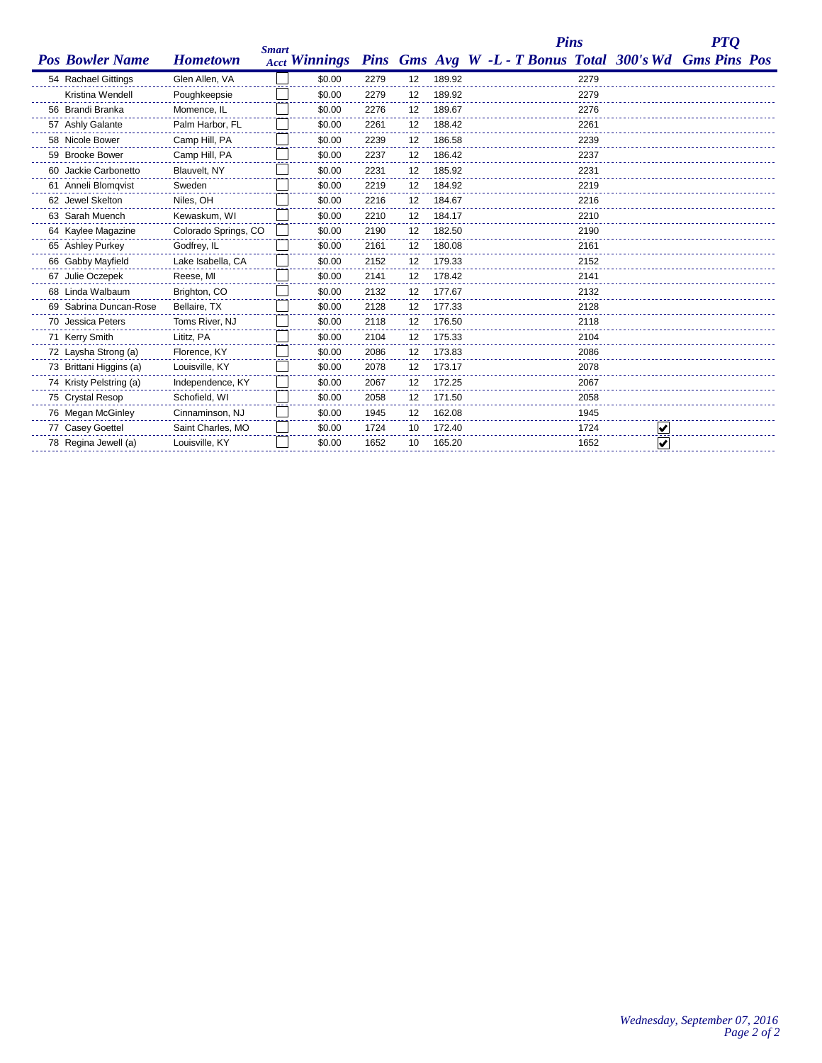| Pos | Bowler Name | Hometown | Smart Acct | Winnings | Pins | Gms | Avg | W -L - T | Pins Bonus | Total | 300's | Wd | PTQ Gms | PTQ Pins | Pos |
|---|---|---|---|---|---|---|---|---|---|---|---|---|---|---|---|
| 54 | Rachael Gittings | Glen Allen, VA | ☐ | $0.00 | 2279 | 12 | 189.92 | | | 2279 | | | | | |
| | Kristina Wendell | Poughkeepsie | ☐ | $0.00 | 2279 | 12 | 189.92 | | | 2279 | | | | | |
| 56 | Brandi Branka | Momence, IL | ☐ | $0.00 | 2276 | 12 | 189.67 | | | 2276 | | | | | |
| 57 | Ashly Galante | Palm Harbor, FL | ☐ | $0.00 | 2261 | 12 | 188.42 | | | 2261 | | | | | |
| 58 | Nicole Bower | Camp Hill, PA | ☐ | $0.00 | 2239 | 12 | 186.58 | | | 2239 | | | | | |
| 59 | Brooke Bower | Camp Hill, PA | ☐ | $0.00 | 2237 | 12 | 186.42 | | | 2237 | | | | | |
| 60 | Jackie Carbonetto | Blauvelt, NY | ☐ | $0.00 | 2231 | 12 | 185.92 | | | 2231 | | | | | |
| 61 | Anneli Blomqvist | Sweden | ☐ | $0.00 | 2219 | 12 | 184.92 | | | 2219 | | | | | |
| 62 | Jewel Skelton | Niles, OH | ☐ | $0.00 | 2216 | 12 | 184.67 | | | 2216 | | | | | |
| 63 | Sarah Muench | Kewaskum, WI | ☐ | $0.00 | 2210 | 12 | 184.17 | | | 2210 | | | | | |
| 64 | Kaylee Magazine | Colorado Springs, CO | ☐ | $0.00 | 2190 | 12 | 182.50 | | | 2190 | | | | | |
| 65 | Ashley Purkey | Godfrey, IL | ☐ | $0.00 | 2161 | 12 | 180.08 | | | 2161 | | | | | |
| 66 | Gabby Mayfield | Lake Isabella, CA | ☐ | $0.00 | 2152 | 12 | 179.33 | | | 2152 | | | | | |
| 67 | Julie Oczepek | Reese, MI | ☐ | $0.00 | 2141 | 12 | 178.42 | | | 2141 | | | | | |
| 68 | Linda Walbaum | Brighton, CO | ☐ | $0.00 | 2132 | 12 | 177.67 | | | 2132 | | | | | |
| 69 | Sabrina Duncan-Rose | Bellaire, TX | ☐ | $0.00 | 2128 | 12 | 177.33 | | | 2128 | | | | | |
| 70 | Jessica Peters | Toms River, NJ | ☐ | $0.00 | 2118 | 12 | 176.50 | | | 2118 | | | | | |
| 71 | Kerry Smith | Lititz, PA | ☐ | $0.00 | 2104 | 12 | 175.33 | | | 2104 | | | | | |
| 72 | Laysha Strong (a) | Florence, KY | ☐ | $0.00 | 2086 | 12 | 173.83 | | | 2086 | | | | | |
| 73 | Brittani Higgins (a) | Louisville, KY | ☐ | $0.00 | 2078 | 12 | 173.17 | | | 2078 | | | | | |
| 74 | Kristy Pelstring (a) | Independence, KY | ☐ | $0.00 | 2067 | 12 | 172.25 | | | 2067 | | | | | |
| 75 | Crystal Resop | Schofield, WI | ☐ | $0.00 | 2058 | 12 | 171.50 | | | 2058 | | | | | |
| 76 | Megan McGinley | Cinnaminson, NJ | ☐ | $0.00 | 1945 | 12 | 162.08 | | | 1945 | | | | | |
| 77 | Casey Goettel | Saint Charles, MO | ☐ | $0.00 | 1724 | 10 | 172.40 | | | 1724 | | ☑ | | | |
| 78 | Regina Jewell (a) | Louisville, KY | ☐ | $0.00 | 1652 | 10 | 165.20 | | | 1652 | | ☑ | | | |

Wednesday, September 07, 2016